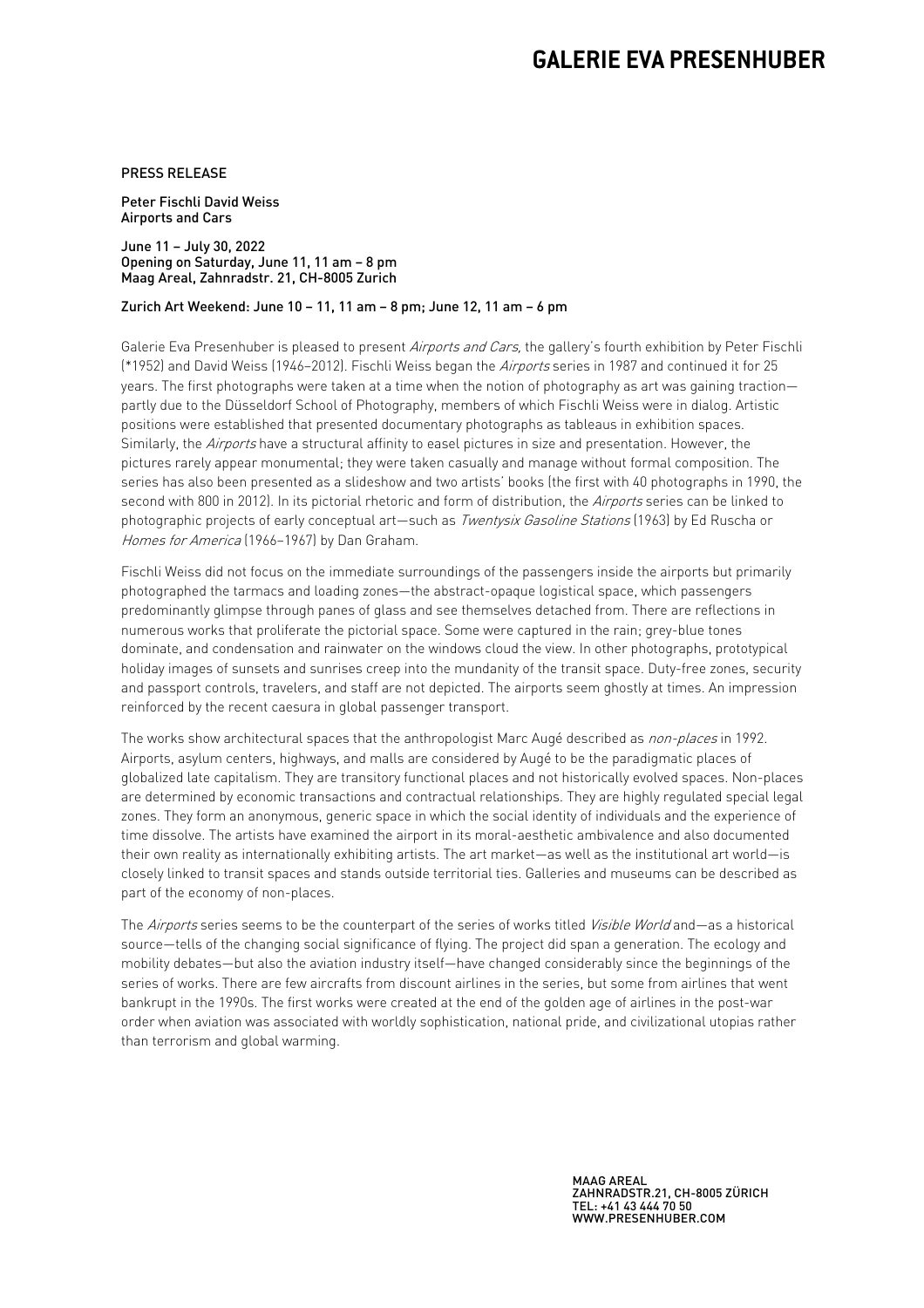# GALERIE EVA PRESENHUBER

PRESS RELEASE

Peter Fischli David Weiss
Airports and Cars

June 11 – July 30, 2022
Opening on Saturday, June 11, 11 am – 8 pm
Maag Areal, Zahnradstr. 21, CH-8005 Zurich

Zurich Art Weekend: June 10 – 11, 11 am – 8 pm; June 12, 11 am – 6 pm

Galerie Eva Presenhuber is pleased to present *Airports and Cars,* the gallery's fourth exhibition by Peter Fischli (*1952) and David Weiss (1946–2012). Fischli Weiss began the *Airports* series in 1987 and continued it for 25 years. The first photographs were taken at a time when the notion of photography as art was gaining traction—partly due to the Düsseldorf School of Photography, members of which Fischli Weiss were in dialog. Artistic positions were established that presented documentary photographs as tableaus in exhibition spaces. Similarly, the *Airports* have a structural affinity to easel pictures in size and presentation. However, the pictures rarely appear monumental; they were taken casually and manage without formal composition. The series has also been presented as a slideshow and two artists' books (the first with 40 photographs in 1990, the second with 800 in 2012). In its pictorial rhetoric and form of distribution, the *Airports* series can be linked to photographic projects of early conceptual art—such as *Twentysix Gasoline Stations* (1963) by Ed Ruscha or *Homes for America* (1966–1967) by Dan Graham.

Fischli Weiss did not focus on the immediate surroundings of the passengers inside the airports but primarily photographed the tarmacs and loading zones—the abstract-opaque logistical space, which passengers predominantly glimpse through panes of glass and see themselves detached from. There are reflections in numerous works that proliferate the pictorial space. Some were captured in the rain; grey-blue tones dominate, and condensation and rainwater on the windows cloud the view. In other photographs, prototypical holiday images of sunsets and sunrises creep into the mundanity of the transit space. Duty-free zones, security and passport controls, travelers, and staff are not depicted. The airports seem ghostly at times. An impression reinforced by the recent caesura in global passenger transport.

The works show architectural spaces that the anthropologist Marc Augé described as *non-places* in 1992. Airports, asylum centers, highways, and malls are considered by Augé to be the paradigmatic places of globalized late capitalism. They are transitory functional places and not historically evolved spaces. Non-places are determined by economic transactions and contractual relationships. They are highly regulated special legal zones. They form an anonymous, generic space in which the social identity of individuals and the experience of time dissolve. The artists have examined the airport in its moral-aesthetic ambivalence and also documented their own reality as internationally exhibiting artists. The art market—as well as the institutional art world—is closely linked to transit spaces and stands outside territorial ties. Galleries and museums can be described as part of the economy of non-places.

The *Airports* series seems to be the counterpart of the series of works titled *Visible World* and—as a historical source—tells of the changing social significance of flying. The project did span a generation. The ecology and mobility debates—but also the aviation industry itself—have changed considerably since the beginnings of the series of works. There are few aircrafts from discount airlines in the series, but some from airlines that went bankrupt in the 1990s. The first works were created at the end of the golden age of airlines in the post-war order when aviation was associated with worldly sophistication, national pride, and civilizational utopias rather than terrorism and global warming.

MAAG AREAL
ZAHNRADSTR.21, CH-8005 ZÜRICH
TEL: +41 43 444 70 50
WWW.PRESENHUBER.COM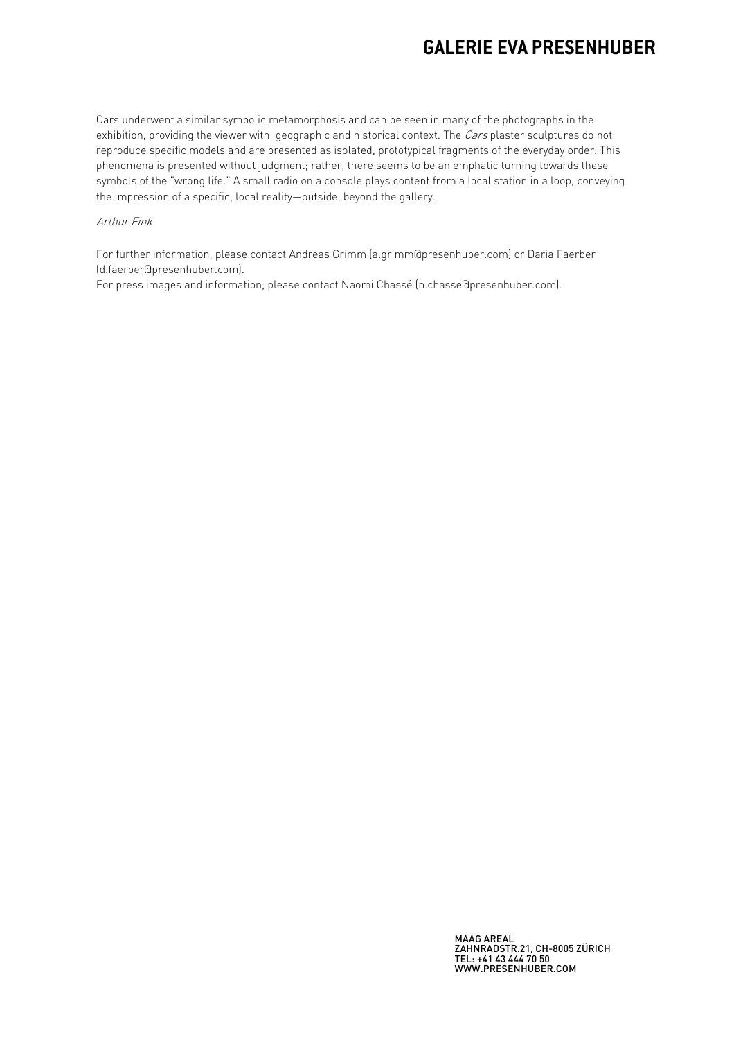Cars underwent a similar symbolic metamorphosis and can be seen in many of the photographs in the exhibition, providing the viewer with  geographic and historical context. The *Cars* plaster sculptures do not reproduce specific models and are presented as isolated, prototypical fragments of the everyday order. This phenomena is presented without judgment; rather, there seems to be an emphatic turning towards these symbols of the "wrong life." A small radio on a console plays content from a local station in a loop, conveying the impression of a specific, local reality—outside, beyond the gallery.

*Arthur Fink*

For further information, please contact Andreas Grimm (a.grimm@presenhuber.com) or Daria Faerber (d.faerber@presenhuber.com).
For press images and information, please contact Naomi Chassé (n.chasse@presenhuber.com).